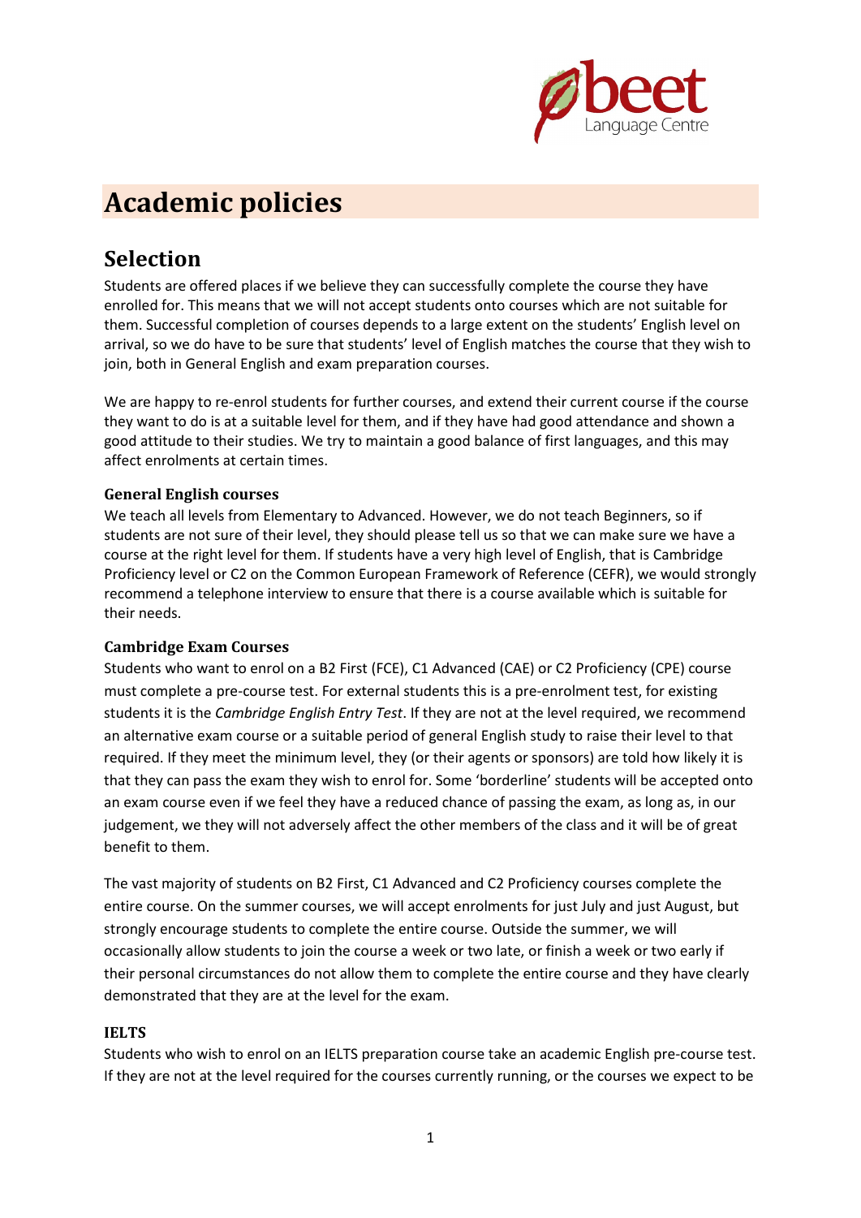# Academic policies

## Selection

Students are offered places if we believe they can successfully complete the course they have enrolled for. This means that we will not accept students onto courses which are not suitable for them. Successful completion of courses depends to a large extent on the students' English level on arrival, so we do have to be sure that students' level of English matches the course that they wish to join, both in General English and exam preparation courses.

We are happy to re-enrol students for further courses, and extend their current course if the course they want to do is at a suitable level for them, and if they have had good attendance and shown a good attitude to their studies. We try to maintain a good balance of first languages, and this may affect enrolments at certain times.

### General English courses

We teach all levels from Elementary to Advanced. However, we do not teach Beginners, so if students are not sure of their level, they should please tell us so that we can make sure we have a course at the right level for them. If students have a very high level of English, that is Cambridge Proficiency level or C2 on the Common European Framework of Reference (CEFR), we would strongly recommend a telephone interview to ensure that there is a course available which is suitable for their needs.

### Cambridge Exam Courses

Students who want to enrol on a B2 First (FCE), C1 Advanced (CAE) or C2 Proficiency (CPE) course must complete a pre-course test. For external students this is a pre-enrolment test, for existing students it is the *Cambridge English Entry Test*. If they are not at the level required, we recommend an alternative exam course or a suitable period of general English study to raise their level to that required. If they meet the minimum level, they (or their agents or sponsors) are told how likely it is that they can pass the exam they wish to enrol for. Some 'borderline' students will be accepted onto an exam course even if we feel they have a reduced chance of passing the exam, as long as, in our judgement, we they will not adversely affect the other members of the class and it will be of great benefit to them.

The vast majority of students on B2 First, C1 Advanced and C2 Proficiency courses complete the entire course. On the summer courses, we will accept enrolments for just July and just August, but strongly encourage students to complete the entire course. Outside the summer, we will occasionally allow students to join the course a week or two late, or finish a week or two early if their personal circumstances do not allow them to complete the entire course and they have clearly demonstrated that they are at the level for the exam.

### IELTS

Students who wish to enrol on an IELTS preparation course take an academic English pre-course test. If they are not at the level required for the courses currently running, or the courses we expect to be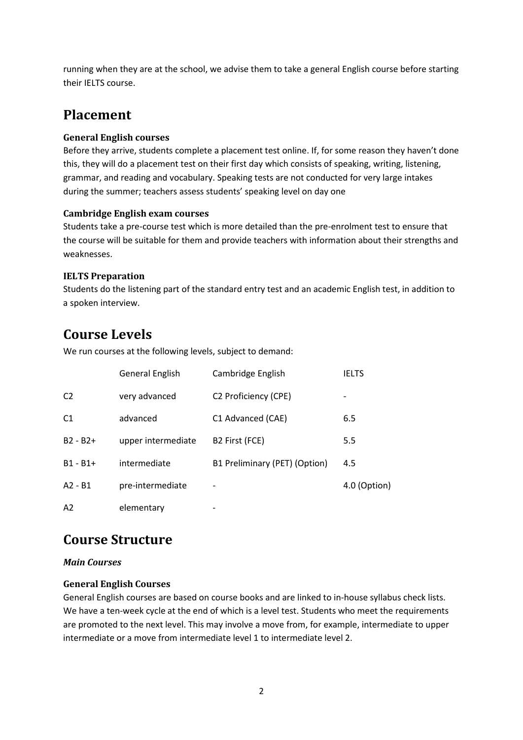running when they are at the school, we advise them to take a general English course before starting their IELTS course.

## Placement

### General English courses

Before they arrive, students complete a placement test online. If, for some reason they haven't done this, they will do a placement test on their first day which consists of speaking, writing, listening, grammar, and reading and vocabulary. Speaking tests are not conducted for very large intakes during the summer; teachers assess students' speaking level on day one

### Cambridge English exam courses

Students take a pre-course test which is more detailed than the pre-enrolment test to ensure that the course will be suitable for them and provide teachers with information about their strengths and weaknesses.

### IELTS Preparation

Students do the listening part of the standard entry test and an academic English test, in addition to a spoken interview.

## Course Levels

We run courses at the following levels, subject to demand:

| | General English | Cambridge English | IELTS |
|---|---|---|---|
| C2 | very advanced | C2 Proficiency (CPE) | - |
| C1 | advanced | C1 Advanced (CAE) | 6.5 |
| B2 - B2+ | upper intermediate | B2 First (FCE) | 5.5 |
| B1 - B1+ | intermediate | B1 Preliminary (PET) (Option) | 4.5 |
| A2 - B1 | pre-intermediate | - | 4.0 (Option) |
| A2 | elementary | - | |

## Course Structure

***Main Courses***

### General English Courses

General English courses are based on course books and are linked to in-house syllabus check lists. We have a ten-week cycle at the end of which is a level test. Students who meet the requirements are promoted to the next level. This may involve a move from, for example, intermediate to upper intermediate or a move from intermediate level 1 to intermediate level 2.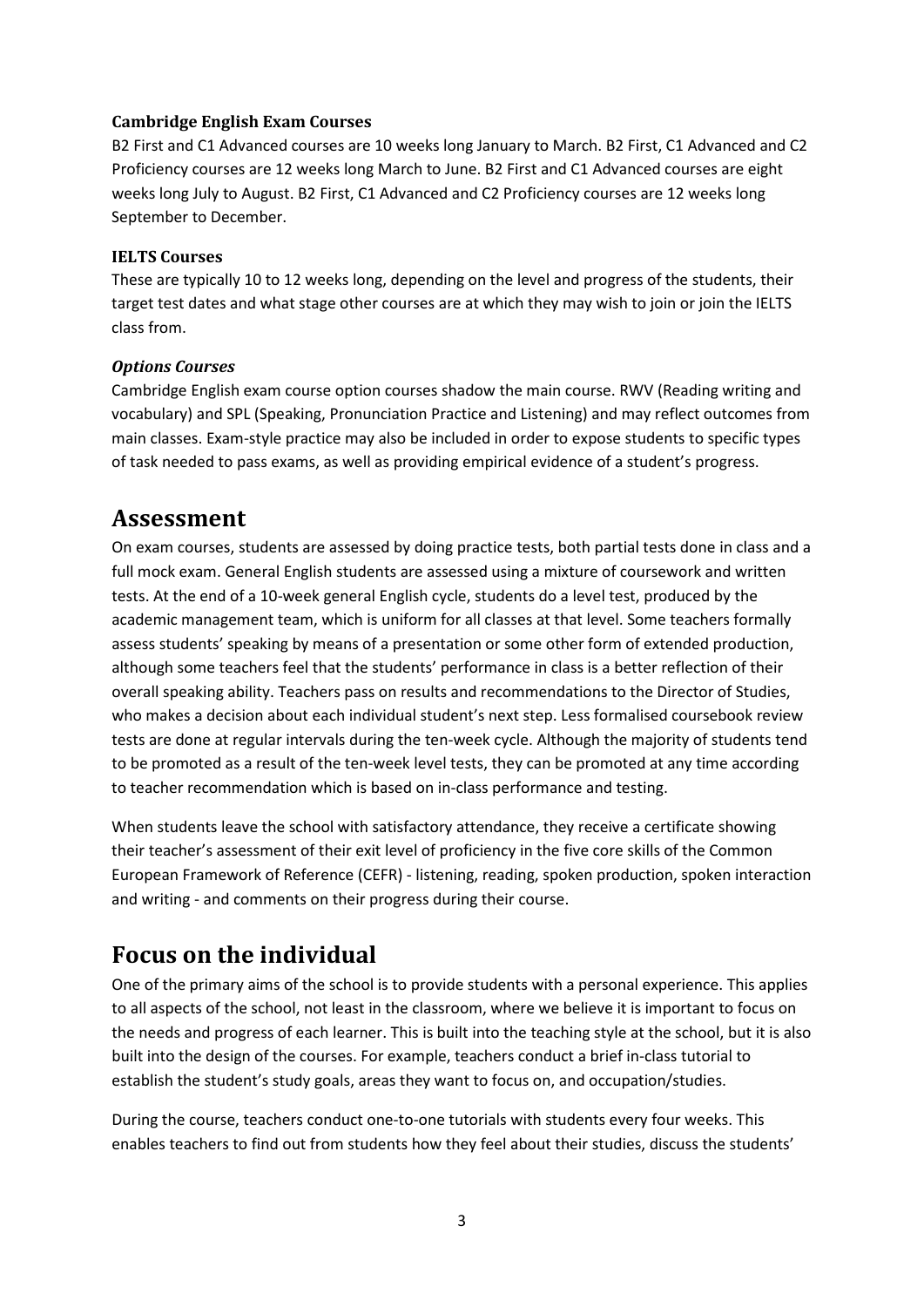### Cambridge English Exam Courses

B2 First and C1 Advanced courses are 10 weeks long January to March. B2 First, C1 Advanced and C2 Proficiency courses are 12 weeks long March to June. B2 First and C1 Advanced courses are eight weeks long July to August. B2 First, C1 Advanced and C2 Proficiency courses are 12 weeks long September to December.

### IELTS Courses

These are typically 10 to 12 weeks long, depending on the level and progress of the students, their target test dates and what stage other courses are at which they may wish to join or join the IELTS class from.

### *Options Courses*

Cambridge English exam course option courses shadow the main course. RWV (Reading writing and vocabulary) and SPL (Speaking, Pronunciation Practice and Listening) and may reflect outcomes from main classes. Exam-style practice may also be included in order to expose students to specific types of task needed to pass exams, as well as providing empirical evidence of a student's progress.

## Assessment

On exam courses, students are assessed by doing practice tests, both partial tests done in class and a full mock exam. General English students are assessed using a mixture of coursework and written tests. At the end of a 10-week general English cycle, students do a level test, produced by the academic management team, which is uniform for all classes at that level. Some teachers formally assess students' speaking by means of a presentation or some other form of extended production, although some teachers feel that the students' performance in class is a better reflection of their overall speaking ability. Teachers pass on results and recommendations to the Director of Studies, who makes a decision about each individual student's next step. Less formalised coursebook review tests are done at regular intervals during the ten-week cycle. Although the majority of students tend to be promoted as a result of the ten-week level tests, they can be promoted at any time according to teacher recommendation which is based on in-class performance and testing.

When students leave the school with satisfactory attendance, they receive a certificate showing their teacher's assessment of their exit level of proficiency in the five core skills of the Common European Framework of Reference (CEFR) - listening, reading, spoken production, spoken interaction and writing - and comments on their progress during their course.

## Focus on the individual

One of the primary aims of the school is to provide students with a personal experience. This applies to all aspects of the school, not least in the classroom, where we believe it is important to focus on the needs and progress of each learner. This is built into the teaching style at the school, but it is also built into the design of the courses. For example, teachers conduct a brief in-class tutorial to establish the student's study goals, areas they want to focus on, and occupation/studies.

During the course, teachers conduct one-to-one tutorials with students every four weeks. This enables teachers to find out from students how they feel about their studies, discuss the students'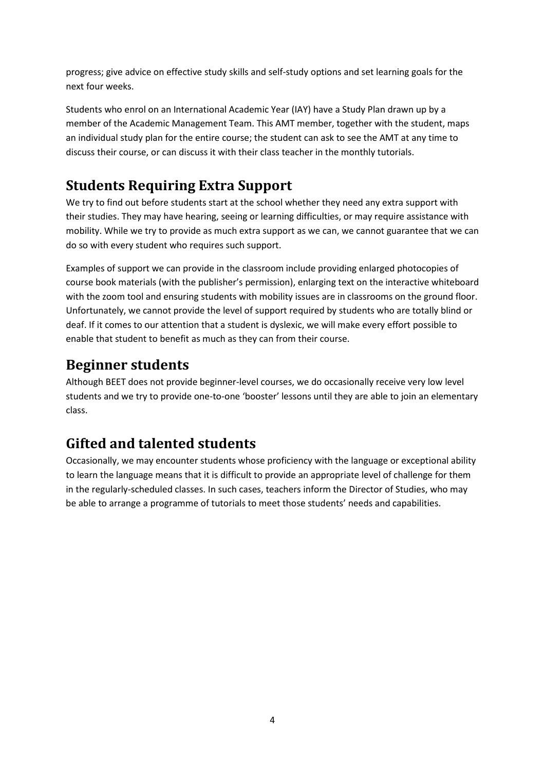progress; give advice on effective study skills and self-study options and set learning goals for the next four weeks.

Students who enrol on an International Academic Year (IAY) have a Study Plan drawn up by a member of the Academic Management Team. This AMT member, together with the student, maps an individual study plan for the entire course; the student can ask to see the AMT at any time to discuss their course, or can discuss it with their class teacher in the monthly tutorials.

## Students Requiring Extra Support

We try to find out before students start at the school whether they need any extra support with their studies. They may have hearing, seeing or learning difficulties, or may require assistance with mobility. While we try to provide as much extra support as we can, we cannot guarantee that we can do so with every student who requires such support.

Examples of support we can provide in the classroom include providing enlarged photocopies of course book materials (with the publisher's permission), enlarging text on the interactive whiteboard with the zoom tool and ensuring students with mobility issues are in classrooms on the ground floor. Unfortunately, we cannot provide the level of support required by students who are totally blind or deaf. If it comes to our attention that a student is dyslexic, we will make every effort possible to enable that student to benefit as much as they can from their course.

## Beginner students

Although BEET does not provide beginner-level courses, we do occasionally receive very low level students and we try to provide one-to-one 'booster' lessons until they are able to join an elementary class.

## Gifted and talented students

Occasionally, we may encounter students whose proficiency with the language or exceptional ability to learn the language means that it is difficult to provide an appropriate level of challenge for them in the regularly-scheduled classes. In such cases, teachers inform the Director of Studies, who may be able to arrange a programme of tutorials to meet those students' needs and capabilities.